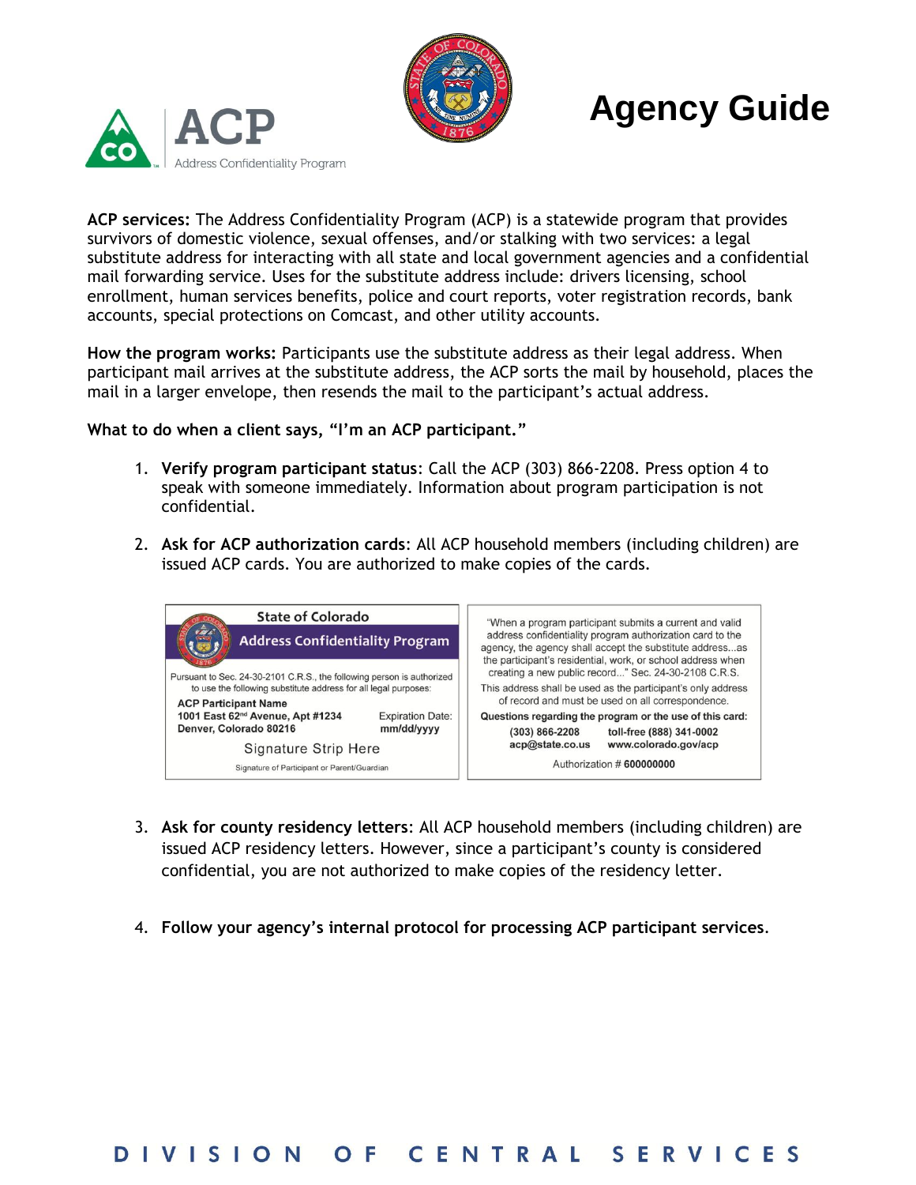ACP

Address Confidentiality Program

# Agency Guide

**ACP services:** The Address Confidentiality Program (ACP) is a statewide program that provides survivors of domestic violence, sexual offenses, and/or stalking with two services: a legal substitute address for interacting with all state and local government agencies and a confidential mail forwarding service. Uses for the substitute address include: drivers licensing, school enrollment, human services benefits, police and court reports, voter registration records, bank accounts, special protections on Comcast, and other utility accounts.

**How the program works:** Participants use the substitute address as their legal address. When participant mail arrives at the substitute address, the ACP sorts the mail by household, places the mail in a larger envelope, then resends the mail to the participant's actual address.

**What to do when a client says, "I'm an ACP participant."**

1. **Verify program participant status**: Call the ACP (303) 866-2208. Press option 4 to speak with someone immediately. Information about program participation is not confidential.

2. **Ask for ACP authorization cards**: All ACP household members (including children) are issued ACP cards. You are authorized to make copies of the cards.

   State of Colorado
   Address Confidentiality Program

   Pursuant to Sec. 24-30-2101 C.R.S., the following person is authorized to use the following substitute address for all legal purposes:

   ACP Participant Name
   1001 East 62nd Avenue, Apt #1234
   Denver, Colorado 80216

   Expiration Date: mm/dd/yyyy

   Signature Strip Here

   Signature of Participant or Parent/Guardian

   "When a program participant submits a current and valid address confidentiality program authorization card to the agency, the agency shall accept the substitute address...as the participant's residential, work, or school address when creating a new public record..." Sec. 24-30-2108 C.R.S.

   This address shall be used as the participant's only address of record and must be used on all correspondence.

   Questions regarding the program or the use of this card:
   (303) 866-2208 — toll-free (888) 341-0002
   acp@state.co.us — www.colorado.gov/acp

   Authorization # 600000000

3. **Ask for county residency letters**: All ACP household members (including children) are issued ACP residency letters. However, since a participant's county is considered confidential, you are not authorized to make copies of the residency letter.

4. **Follow your agency's internal protocol for processing ACP participant services.**

DIVISION OF CENTRAL SERVICES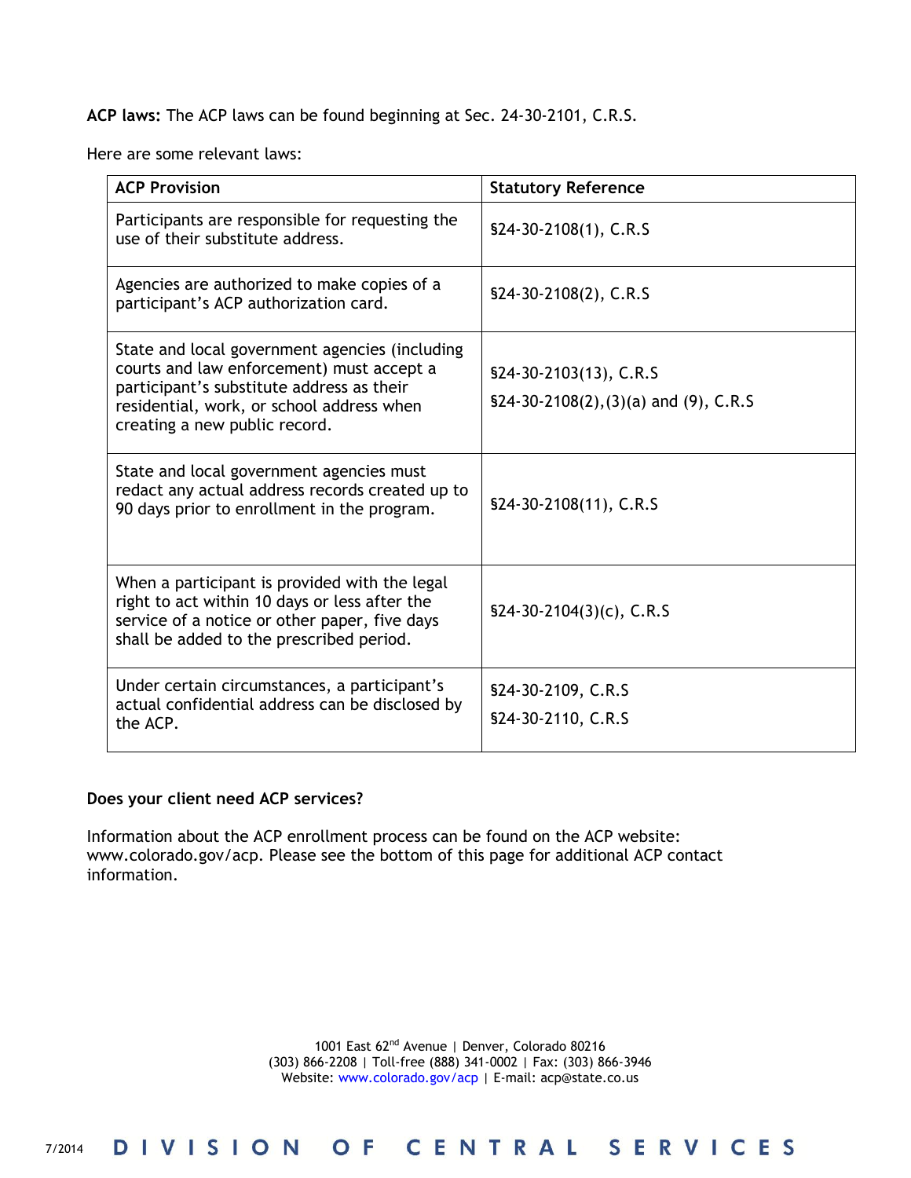**ACP laws:** The ACP laws can be found beginning at Sec. 24-30-2101, C.R.S.

Here are some relevant laws:

| ACP Provision | Statutory Reference |
|---|---|
| Participants are responsible for requesting the use of their substitute address. | §24-30-2108(1), C.R.S |
| Agencies are authorized to make copies of a participant's ACP authorization card. | §24-30-2108(2), C.R.S |
| State and local government agencies (including courts and law enforcement) must accept a participant's substitute address as their residential, work, or school address when creating a new public record. | §24-30-2103(13), C.R.S<br>§24-30-2108(2),(3)(a) and (9), C.R.S |
| State and local government agencies must redact any actual address records created up to 90 days prior to enrollment in the program. | §24-30-2108(11), C.R.S |
| When a participant is provided with the legal right to act within 10 days or less after the service of a notice or other paper, five days shall be added to the prescribed period. | §24-30-2104(3)(c), C.R.S |
| Under certain circumstances, a participant's actual confidential address can be disclosed by the ACP. | §24-30-2109, C.R.S<br>§24-30-2110, C.R.S |

**Does your client need ACP services?**

Information about the ACP enrollment process can be found on the ACP website: www.colorado.gov/acp. Please see the bottom of this page for additional ACP contact information.

1001 East 62nd Avenue | Denver, Colorado 80216
(303) 866-2208 | Toll-free (888) 341-0002 | Fax: (303) 866-3946
Website: www.colorado.gov/acp | E-mail: acp@state.co.us

7/2014 DIVISION OF CENTRAL SERVICES